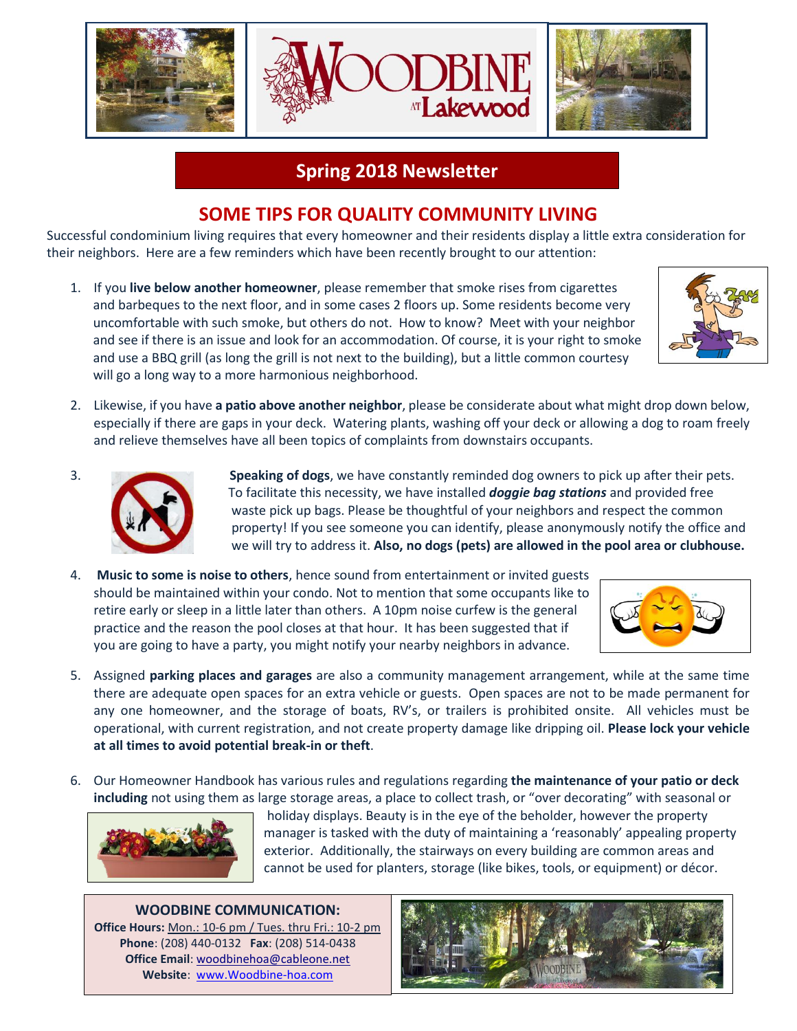# WOODBINE AT Lakewood

## Spring 2018 Newsletter

## SOME TIPS FOR QUALITY COMMUNITY LIVING

Successful condominium living requires that every homeowner and their residents display a little extra consideration for their neighbors. Here are a few reminders which have been recently brought to our attention:

1. If you **live below another homeowner**, please remember that smoke rises from cigarettes and barbeques to the next floor, and in some cases 2 floors up. Some residents become very uncomfortable with such smoke, but others do not. How to know? Meet with your neighbor and see if there is an issue and look for an accommodation. Of course, it is your right to smoke and use a BBQ grill (as long the grill is not next to the building), but a little common courtesy will go a long way to a more harmonious neighborhood.

2. Likewise, if you have **a patio above another neighbor**, please be considerate about what might drop down below, especially if there are gaps in your deck. Watering plants, washing off your deck or allowing a dog to roam freely and relieve themselves have all been topics of complaints from downstairs occupants.

3. **Speaking of dogs**, we have constantly reminded dog owners to pick up after their pets. To facilitate this necessity, we have installed ***doggie bag stations*** and provided free waste pick up bags. Please be thoughtful of your neighbors and respect the common property! If you see someone you can identify, please anonymously notify the office and we will try to address it. **Also, no dogs (pets) are allowed in the pool area or clubhouse.**

4. **Music to some is noise to others**, hence sound from entertainment or invited guests should be maintained within your condo. Not to mention that some occupants like to retire early or sleep in a little later than others. A 10pm noise curfew is the general practice and the reason the pool closes at that hour. It has been suggested that if you are going to have a party, you might notify your nearby neighbors in advance.

5. Assigned **parking places and garages** are also a community management arrangement, while at the same time there are adequate open spaces for an extra vehicle or guests. Open spaces are not to be made permanent for any one homeowner, and the storage of boats, RV's, or trailers is prohibited onsite. All vehicles must be operational, with current registration, and not create property damage like dripping oil. **Please lock your vehicle at all times to avoid potential break-in or theft**.

6. Our Homeowner Handbook has various rules and regulations regarding **the maintenance of your patio or deck including** not using them as large storage areas, a place to collect trash, or "over decorating" with seasonal or holiday displays. Beauty is in the eye of the beholder, however the property manager is tasked with the duty of maintaining a 'reasonably' appealing property exterior. Additionally, the stairways on every building are common areas and cannot be used for planters, storage (like bikes, tools, or equipment) or décor.

**WOODBINE COMMUNICATION:**
**Office Hours:** Mon.: 10-6 pm / Tues. thru Fri.: 10-2 pm
**Phone**: (208) 440-0132 **Fax**: (208) 514-0438
**Office Email**: woodbinehoa@cableone.net
**Website**: www.Woodbine-hoa.com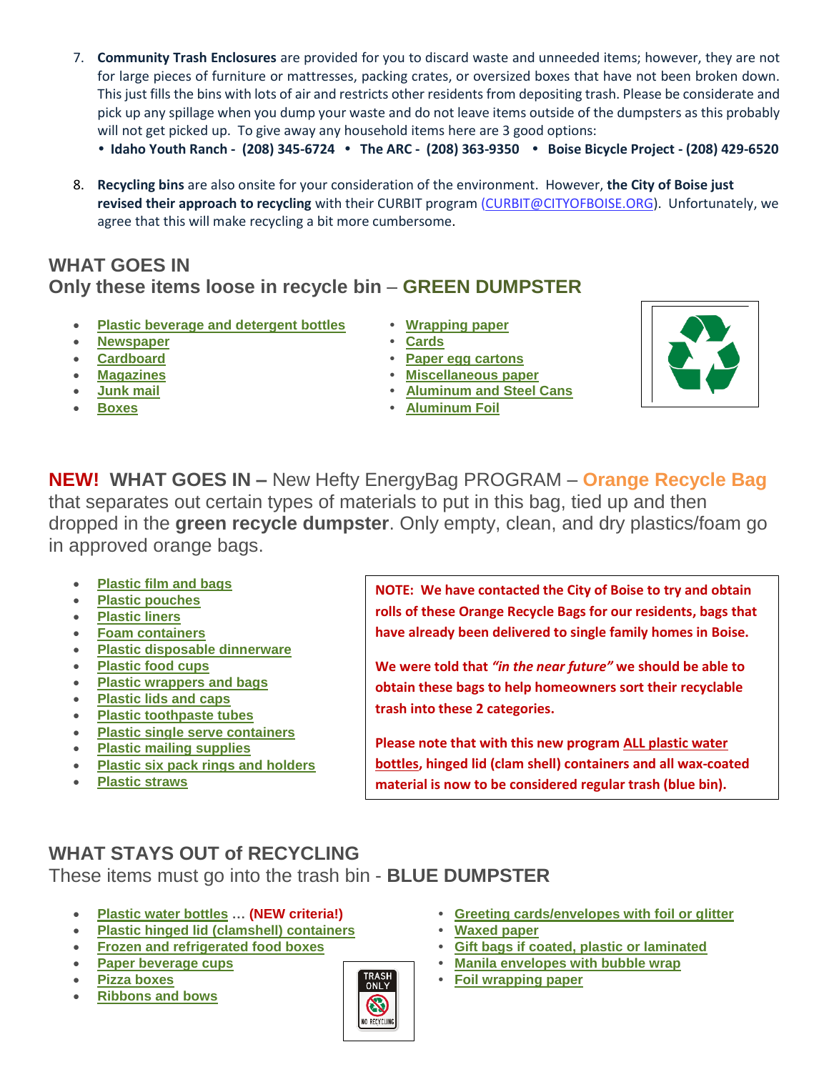7. **Community Trash Enclosures** are provided for you to discard waste and unneeded items; however, they are not for large pieces of furniture or mattresses, packing crates, or oversized boxes that have not been broken down. This just fills the bins with lots of air and restricts other residents from depositing trash. Please be considerate and pick up any spillage when you dump your waste and do not leave items outside of the dumpsters as this probably will not get picked up. To give away any household items here are 3 good options:
   - **Idaho Youth Ranch - (208) 345-6724** • **The ARC - (208) 363-9350** • **Boise Bicycle Project - (208) 429-6520**

8. **Recycling bins** are also onsite for your consideration of the environment. However, **the City of Boise just revised their approach to recycling** with their CURBIT program (CURBIT@CITYOFBOISE.ORG). Unfortunately, we agree that this will make recycling a bit more cumbersome.

## WHAT GOES IN
## Only these items loose in recycle bin – GREEN DUMPSTER

- Plastic beverage and detergent bottles
- Newspaper
- Cardboard
- Magazines
- Junk mail
- Boxes
- Wrapping paper
- Cards
- Paper egg cartons
- Miscellaneous paper
- Aluminum and Steel Cans
- Aluminum Foil

## NEW! WHAT GOES IN – New Hefty EnergyBag PROGRAM – Orange Recycle Bag

that separates out certain types of materials to put in this bag, tied up and then dropped in the **green recycle dumpster**. Only empty, clean, and dry plastics/foam go in approved orange bags.

- Plastic film and bags
- Plastic pouches
- Plastic liners
- Foam containers
- Plastic disposable dinnerware
- Plastic food cups
- Plastic wrappers and bags
- Plastic lids and caps
- Plastic toothpaste tubes
- Plastic single serve containers
- Plastic mailing supplies
- Plastic six pack rings and holders
- Plastic straws

**NOTE: We have contacted the City of Boise to try and obtain rolls of these Orange Recycle Bags for our residents, bags that have already been delivered to single family homes in Boise.**

**We were told that *"in the near future"* we should be able to obtain these bags to help homeowners sort their recyclable trash into these 2 categories.**

**Please note that with this new program ALL plastic water bottles, hinged lid (clam shell) containers and all wax-coated material is now to be considered regular trash (blue bin).**

## WHAT STAYS OUT of RECYCLING

These items must go into the trash bin - **BLUE DUMPSTER**

- Plastic water bottles … **(NEW criteria!)**
- Plastic hinged lid (clamshell) containers
- Frozen and refrigerated food boxes
- Paper beverage cups
- Pizza boxes
- Ribbons and bows
- Greeting cards/envelopes with foil or glitter
- Waxed paper
- Gift bags if coated, plastic or laminated
- Manila envelopes with bubble wrap
- Foil wrapping paper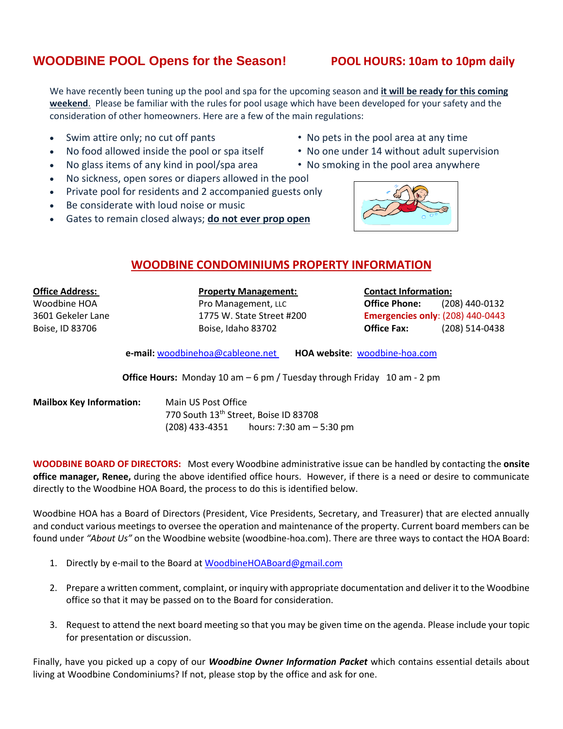## WOODBINE POOL Opens for the Season! POOL HOURS: 10am to 10pm daily

We have recently been tuning up the pool and spa for the upcoming season and **it will be ready for this coming weekend**. Please be familiar with the rules for pool usage which have been developed for your safety and the consideration of other homeowners. Here are a few of the main regulations:

- Swim attire only; no cut off pants
- No food allowed inside the pool or spa itself
- No glass items of any kind in pool/spa area
- No sickness, open sores or diapers allowed in the pool
- Private pool for residents and 2 accompanied guests only
- Be considerate with loud noise or music
- Gates to remain closed always; **do not ever prop open**
- No pets in the pool area at any time
- No one under 14 without adult supervision
- No smoking in the pool area anywhere

## WOODBINE CONDOMINIUMS PROPERTY INFORMATION

**Office Address:**
Woodbine HOA
3601 Gekeler Lane
Boise, ID 83706

**Property Management:**
Pro Management, LLC
1775 W. State Street #200
Boise, Idaho 83702

**Contact Information:**
**Office Phone:** (208) 440-0132
**Emergencies only**: (208) 440-0443
**Office Fax:** (208) 514-0438

**e-mail:** woodbinehoa@cableone.net **HOA website**: woodbine-hoa.com

**Office Hours:** Monday 10 am – 6 pm / Tuesday through Friday 10 am - 2 pm

**Mailbox Key Information:** Main US Post Office
770 South 13th Street, Boise ID 83708
(208) 433-4351 hours: 7:30 am – 5:30 pm

**WOODBINE BOARD OF DIRECTORS:** Most every Woodbine administrative issue can be handled by contacting the **onsite office manager, Renee,** during the above identified office hours. However, if there is a need or desire to communicate directly to the Woodbine HOA Board, the process to do this is identified below.

Woodbine HOA has a Board of Directors (President, Vice Presidents, Secretary, and Treasurer) that are elected annually and conduct various meetings to oversee the operation and maintenance of the property. Current board members can be found under *"About Us"* on the Woodbine website (woodbine-hoa.com). There are three ways to contact the HOA Board:

1. Directly by e-mail to the Board at WoodbineHOABoard@gmail.com
2. Prepare a written comment, complaint, or inquiry with appropriate documentation and deliver it to the Woodbine office so that it may be passed on to the Board for consideration.
3. Request to attend the next board meeting so that you may be given time on the agenda. Please include your topic for presentation or discussion.

Finally, have you picked up a copy of our ***Woodbine Owner Information Packet*** which contains essential details about living at Woodbine Condominiums? If not, please stop by the office and ask for one.